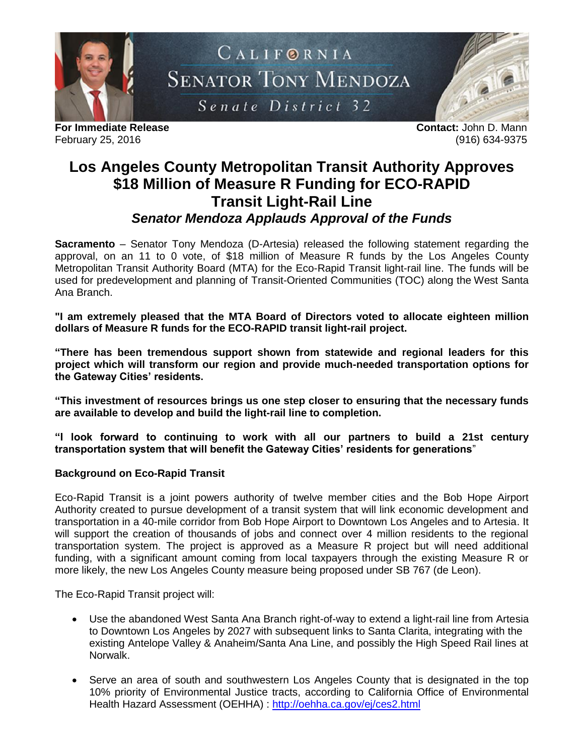CALIFORNIA
SENATOR TONY MENDOZA
Senate District 32

**For Immediate Release**
February 25, 2016

**Contact:** John D. Mann
(916) 634-9375

# Los Angeles County Metropolitan Transit Authority Approves $18 Million of Measure R Funding for ECO-RAPID Transit Light-Rail Line

### *Senator Mendoza Applauds Approval of the Funds*

**Sacramento** – Senator Tony Mendoza (D-Artesia) released the following statement regarding the approval, on an 11 to 0 vote, of $18 million of Measure R funds by the Los Angeles County Metropolitan Transit Authority Board (MTA) for the Eco-Rapid Transit light-rail line. The funds will be used for predevelopment and planning of Transit-Oriented Communities (TOC) along the West Santa Ana Branch.

**"I am extremely pleased that the MTA Board of Directors voted to allocate eighteen million dollars of Measure R funds for the ECO-RAPID transit light-rail project.**

**"There has been tremendous support shown from statewide and regional leaders for this project which will transform our region and provide much-needed transportation options for the Gateway Cities' residents.**

**"This investment of resources brings us one step closer to ensuring that the necessary funds are available to develop and build the light-rail line to completion.**

**"I look forward to continuing to work with all our partners to build a 21st century transportation system that will benefit the Gateway Cities' residents for generations**"

**Background on Eco-Rapid Transit**

Eco-Rapid Transit is a joint powers authority of twelve member cities and the Bob Hope Airport Authority created to pursue development of a transit system that will link economic development and transportation in a 40-mile corridor from Bob Hope Airport to Downtown Los Angeles and to Artesia. It will support the creation of thousands of jobs and connect over 4 million residents to the regional transportation system. The project is approved as a Measure R project but will need additional funding, with a significant amount coming from local taxpayers through the existing Measure R or more likely, the new Los Angeles County measure being proposed under SB 767 (de Leon).

The Eco-Rapid Transit project will:

- Use the abandoned West Santa Ana Branch right-of-way to extend a light-rail line from Artesia to Downtown Los Angeles by 2027 with subsequent links to Santa Clarita, integrating with the existing Antelope Valley & Anaheim/Santa Ana Line, and possibly the High Speed Rail lines at Norwalk.

- Serve an area of south and southwestern Los Angeles County that is designated in the top 10% priority of Environmental Justice tracts, according to California Office of Environmental Health Hazard Assessment (OEHHA) : http://oehha.ca.gov/ej/ces2.html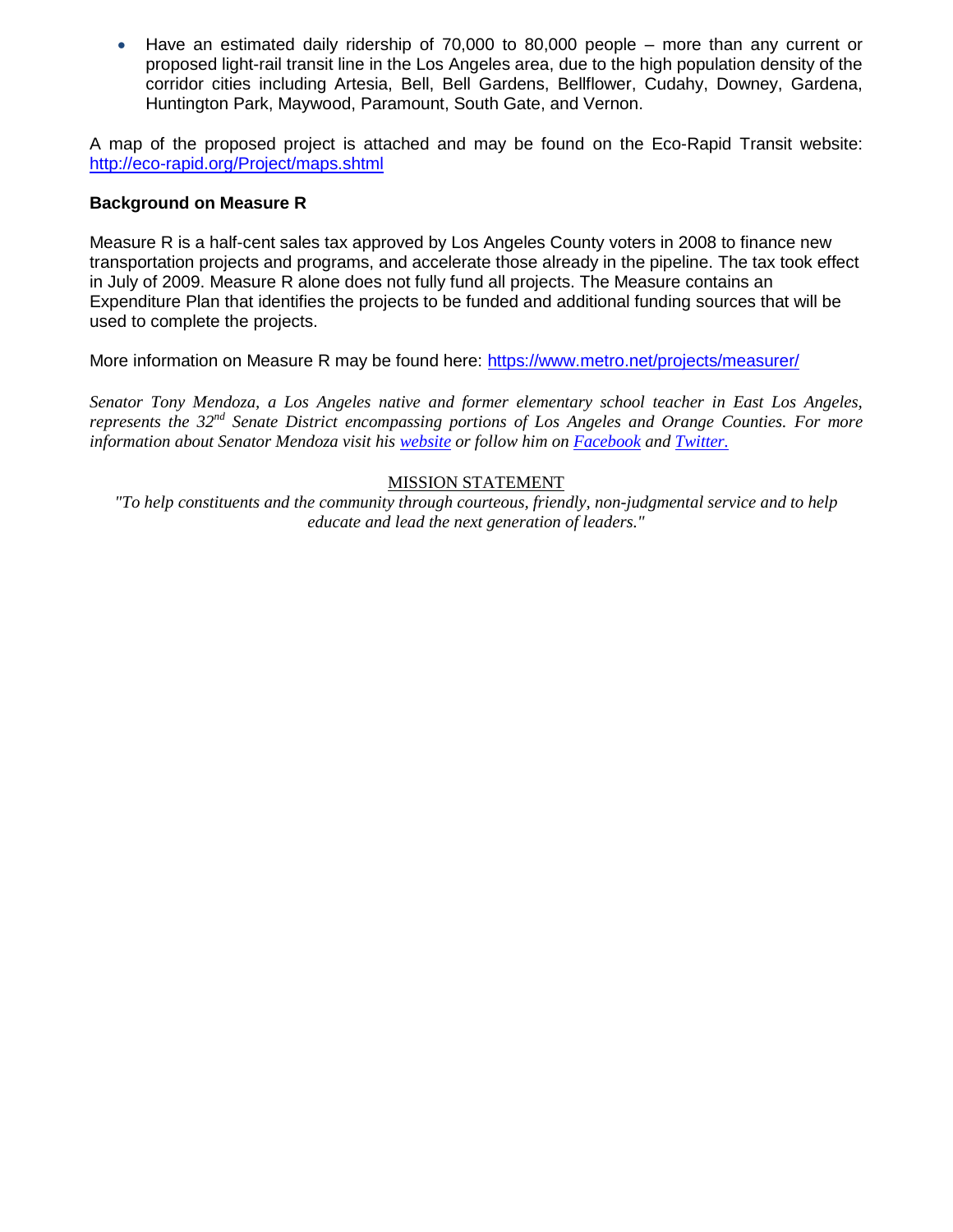- Have an estimated daily ridership of 70,000 to 80,000 people – more than any current or proposed light-rail transit line in the Los Angeles area, due to the high population density of the corridor cities including Artesia, Bell, Bell Gardens, Bellflower, Cudahy, Downey, Gardena, Huntington Park, Maywood, Paramount, South Gate, and Vernon.

A map of the proposed project is attached and may be found on the Eco-Rapid Transit website: [http://eco-rapid.org/Project/maps.shtml](http://eco-rapid.org/Project/maps.shtml)

**Background on Measure R**

Measure R is a half-cent sales tax approved by Los Angeles County voters in 2008 to finance new transportation projects and programs, and accelerate those already in the pipeline. The tax took effect in July of 2009. Measure R alone does not fully fund all projects. The Measure contains an Expenditure Plan that identifies the projects to be funded and additional funding sources that will be used to complete the projects.

More information on Measure R may be found here: [https://www.metro.net/projects/measurer/](https://www.metro.net/projects/measurer/)

*Senator Tony Mendoza, a Los Angeles native and former elementary school teacher in East Los Angeles, represents the 32nd Senate District encompassing portions of Los Angeles and Orange Counties. For more information about Senator Mendoza visit his website or follow him on Facebook and Twitter.*

MISSION STATEMENT

*"To help constituents and the community through courteous, friendly, non-judgmental service and to help educate and lead the next generation of leaders."*